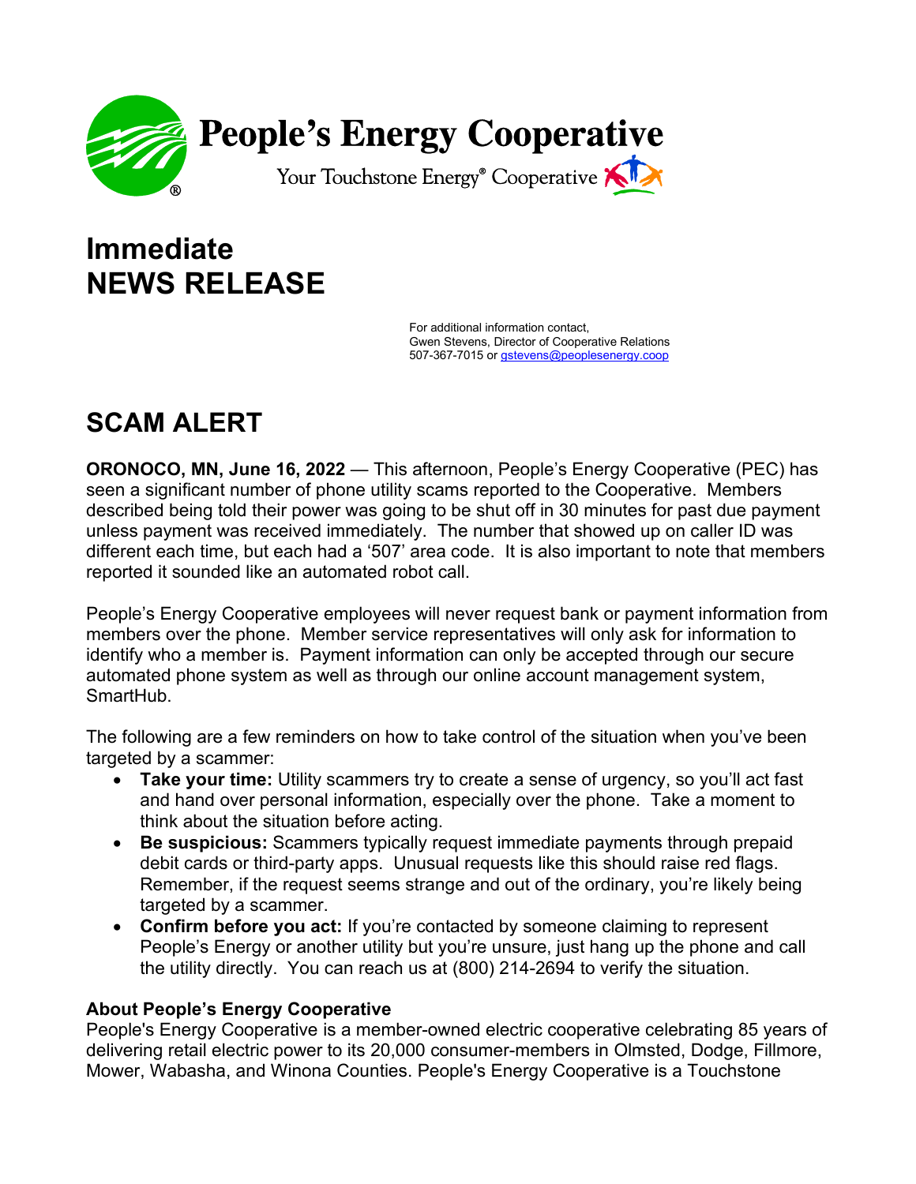# People's Energy Cooperative

Your Touchstone Energy® Cooperative

# Immediate
# NEWS RELEASE

For additional information contact,
Gwen Stevens, Director of Cooperative Relations
507-367-7015 or gstevens@peoplesenergy.coop

## SCAM ALERT

**ORONOCO, MN, June 16, 2022** — This afternoon, People's Energy Cooperative (PEC) has seen a significant number of phone utility scams reported to the Cooperative. Members described being told their power was going to be shut off in 30 minutes for past due payment unless payment was received immediately. The number that showed up on caller ID was different each time, but each had a '507' area code. It is also important to note that members reported it sounded like an automated robot call.

People's Energy Cooperative employees will never request bank or payment information from members over the phone. Member service representatives will only ask for information to identify who a member is. Payment information can only be accepted through our secure automated phone system as well as through our online account management system, SmartHub.

The following are a few reminders on how to take control of the situation when you've been targeted by a scammer:

- **Take your time:** Utility scammers try to create a sense of urgency, so you'll act fast and hand over personal information, especially over the phone. Take a moment to think about the situation before acting.
- **Be suspicious:** Scammers typically request immediate payments through prepaid debit cards or third-party apps. Unusual requests like this should raise red flags. Remember, if the request seems strange and out of the ordinary, you're likely being targeted by a scammer.
- **Confirm before you act:** If you're contacted by someone claiming to represent People's Energy or another utility but you're unsure, just hang up the phone and call the utility directly. You can reach us at (800) 214-2694 to verify the situation.

### About People's Energy Cooperative

People's Energy Cooperative is a member-owned electric cooperative celebrating 85 years of delivering retail electric power to its 20,000 consumer-members in Olmsted, Dodge, Fillmore, Mower, Wabasha, and Winona Counties. People's Energy Cooperative is a Touchstone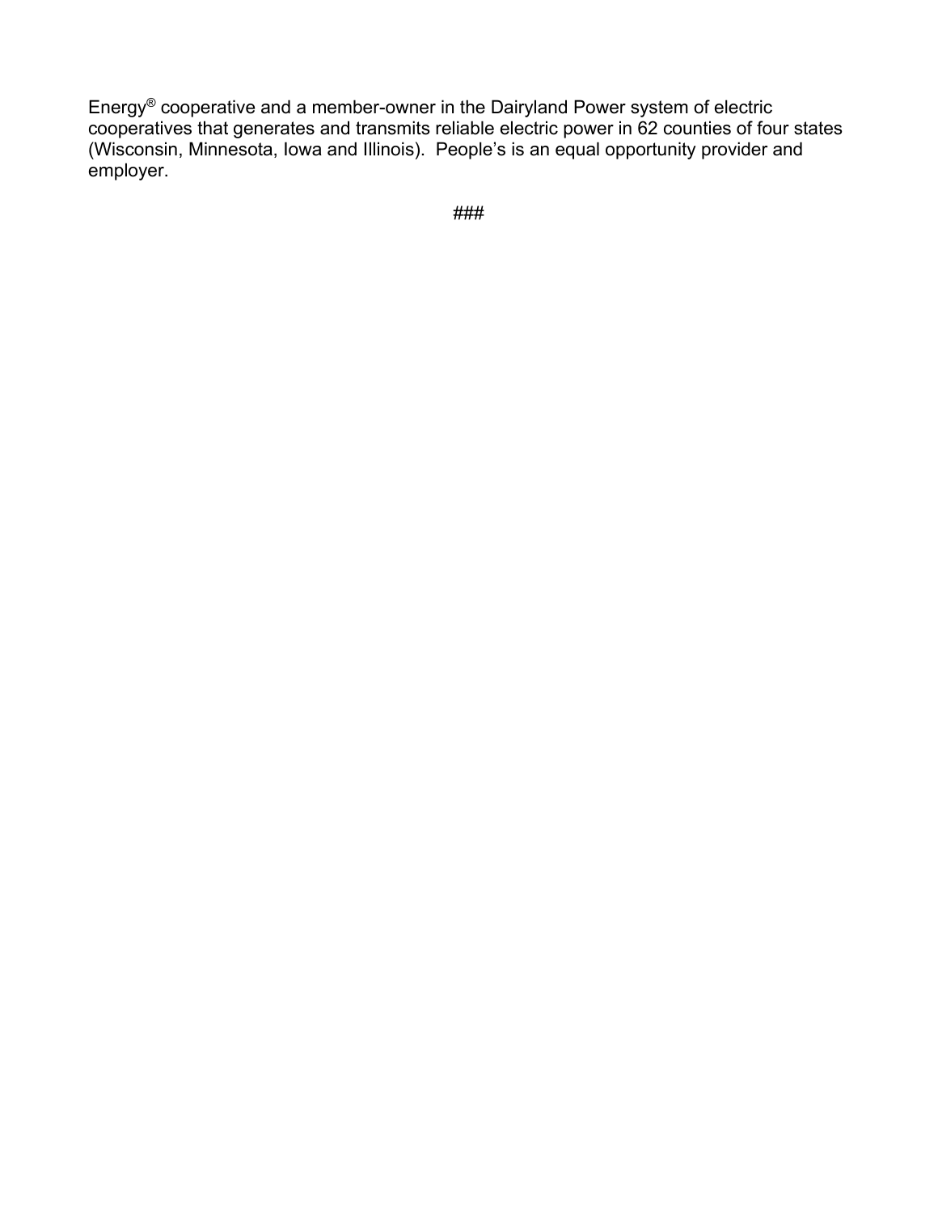Energy® cooperative and a member-owner in the Dairyland Power system of electric cooperatives that generates and transmits reliable electric power in 62 counties of four states (Wisconsin, Minnesota, Iowa and Illinois). People's is an equal opportunity provider and employer.

###